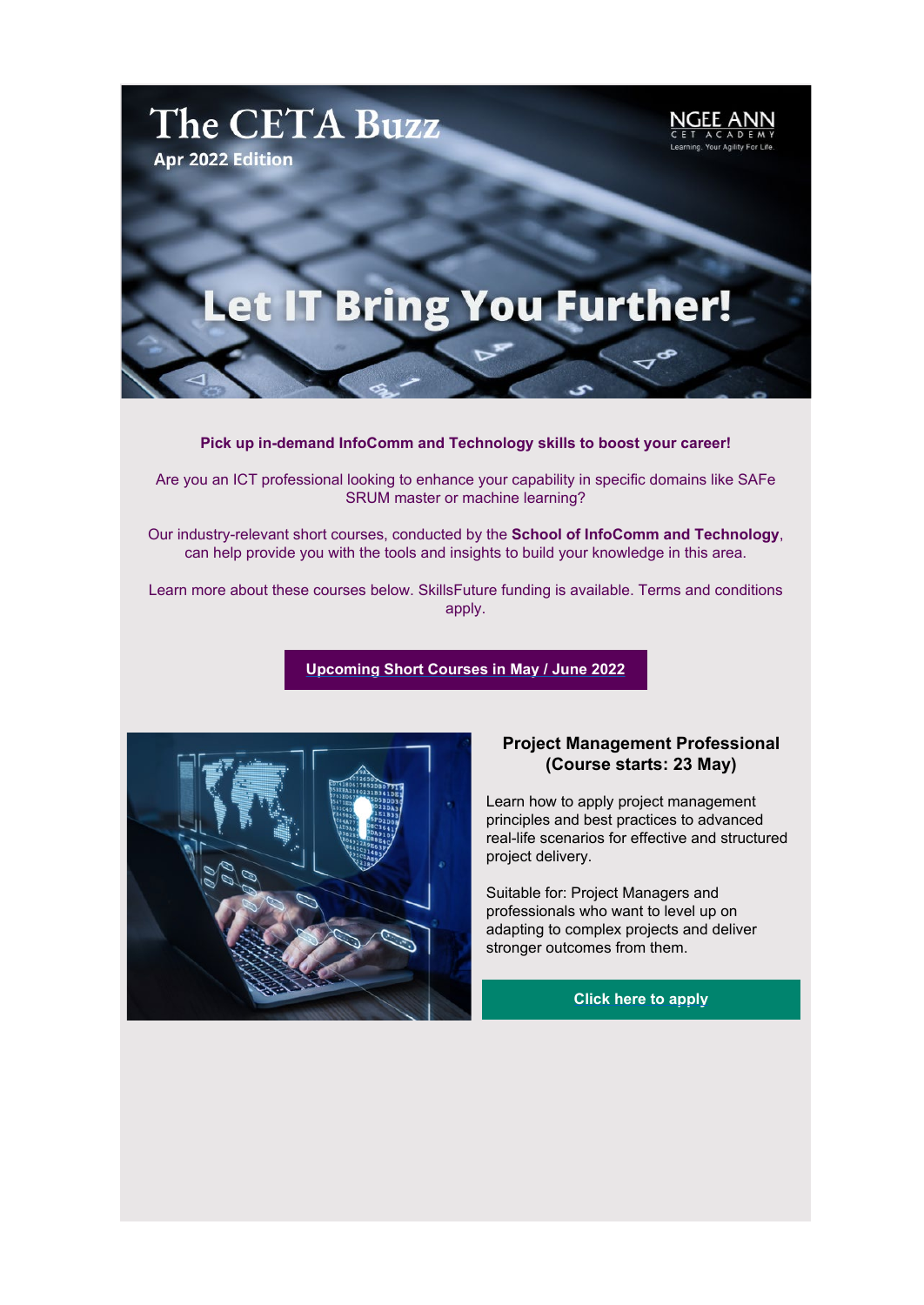# The CETA Buzz

**Apr 2022 Edition**

NGEE ANN CET ACADEMY
Learning. Your Agility For Life.

## Let IT Bring You Further!

**Pick up in-demand InfoComm and Technology skills to boost your career!**

Are you an ICT professional looking to enhance your capability in specific domains like SAFe SRUM master or machine learning?

Our industry-relevant short courses, conducted by the **School of InfoComm and Technology**, can help provide you with the tools and insights to build your knowledge in this area.

Learn more about these courses below. SkillsFuture funding is available. Terms and conditions apply.

**Upcoming Short Courses in May / June 2022**

### Project Management Professional (Course starts: 23 May)

Learn how to apply project management principles and best practices to advanced real-life scenarios for effective and structured project delivery.

Suitable for: Project Managers and professionals who want to level up on adapting to complex projects and deliver stronger outcomes from them.

**Click here to apply**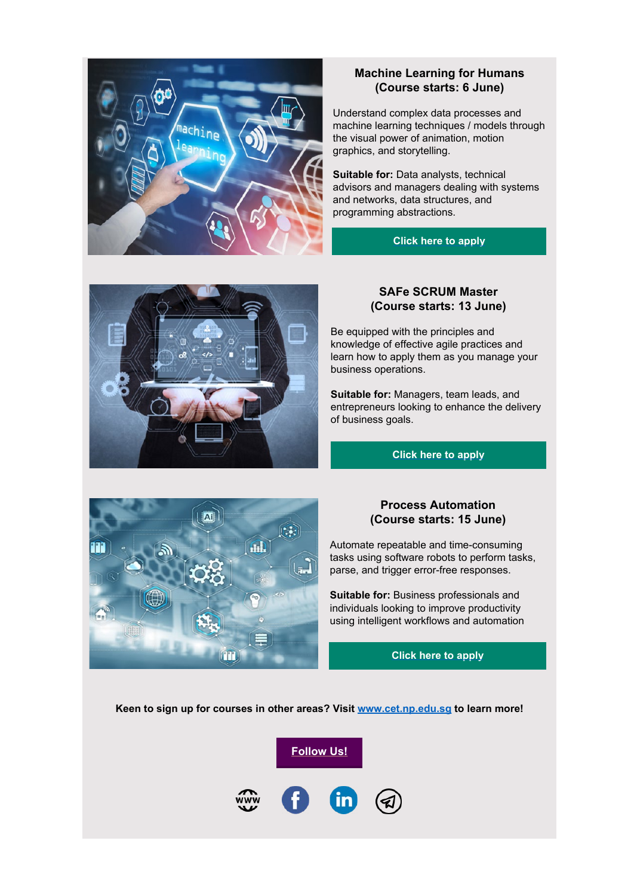### Machine Learning for Humans
### (Course starts: 6 June)

Understand complex data processes and machine learning techniques / models through the visual power of animation, motion graphics, and storytelling.

**Suitable for:** Data analysts, technical advisors and managers dealing with systems and networks, data structures, and programming abstractions.

**Click here to apply**

### SAFe SCRUM Master
### (Course starts: 13 June)

Be equipped with the principles and knowledge of effective agile practices and learn how to apply them as you manage your business operations.

**Suitable for:** Managers, team leads, and entrepreneurs looking to enhance the delivery of business goals.

**Click here to apply**

### Process Automation
### (Course starts: 15 June)

Automate repeatable and time-consuming tasks using software robots to perform tasks, parse, and trigger error-free responses.

**Suitable for:** Business professionals and individuals looking to improve productivity using intelligent workflows and automation

**Click here to apply**

**Keen to sign up for courses in other areas? Visit www.cet.np.edu.sg to learn more!**

**Follow Us!**